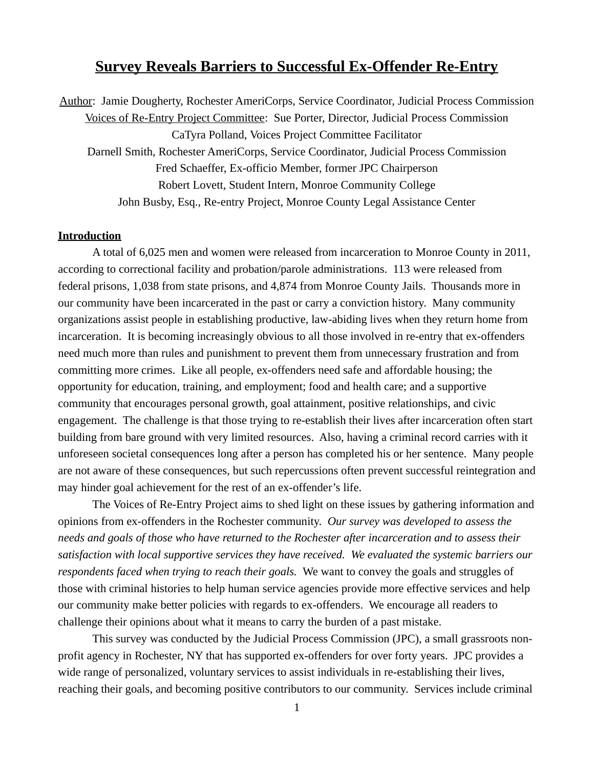# Survey Reveals Barriers to Successful Ex-Offender Re-Entry

Author: Jamie Dougherty, Rochester AmeriCorps, Service Coordinator, Judicial Process Commission

Voices of Re-Entry Project Committee: Sue Porter, Director, Judicial Process Commission

CaTyra Polland, Voices Project Committee Facilitator

Darnell Smith, Rochester AmeriCorps, Service Coordinator, Judicial Process Commission

Fred Schaeffer, Ex-officio Member, former JPC Chairperson

Robert Lovett, Student Intern, Monroe Community College

John Busby, Esq., Re-entry Project, Monroe County Legal Assistance Center

## Introduction

A total of 6,025 men and women were released from incarceration to Monroe County in 2011, according to correctional facility and probation/parole administrations. 113 were released from federal prisons, 1,038 from state prisons, and 4,874 from Monroe County Jails. Thousands more in our community have been incarcerated in the past or carry a conviction history. Many community organizations assist people in establishing productive, law-abiding lives when they return home from incarceration. It is becoming increasingly obvious to all those involved in re-entry that ex-offenders need much more than rules and punishment to prevent them from unnecessary frustration and from committing more crimes. Like all people, ex-offenders need safe and affordable housing; the opportunity for education, training, and employment; food and health care; and a supportive community that encourages personal growth, goal attainment, positive relationships, and civic engagement. The challenge is that those trying to re-establish their lives after incarceration often start building from bare ground with very limited resources. Also, having a criminal record carries with it unforeseen societal consequences long after a person has completed his or her sentence. Many people are not aware of these consequences, but such repercussions often prevent successful reintegration and may hinder goal achievement for the rest of an ex-offender's life.

The Voices of Re-Entry Project aims to shed light on these issues by gathering information and opinions from ex-offenders in the Rochester community. *Our survey was developed to assess the needs and goals of those who have returned to the Rochester after incarceration and to assess their satisfaction with local supportive services they have received. We evaluated the systemic barriers our respondents faced when trying to reach their goals.* We want to convey the goals and struggles of those with criminal histories to help human service agencies provide more effective services and help our community make better policies with regards to ex-offenders. We encourage all readers to challenge their opinions about what it means to carry the burden of a past mistake.

This survey was conducted by the Judicial Process Commission (JPC), a small grassroots non-profit agency in Rochester, NY that has supported ex-offenders for over forty years. JPC provides a wide range of personalized, voluntary services to assist individuals in re-establishing their lives, reaching their goals, and becoming positive contributors to our community. Services include criminal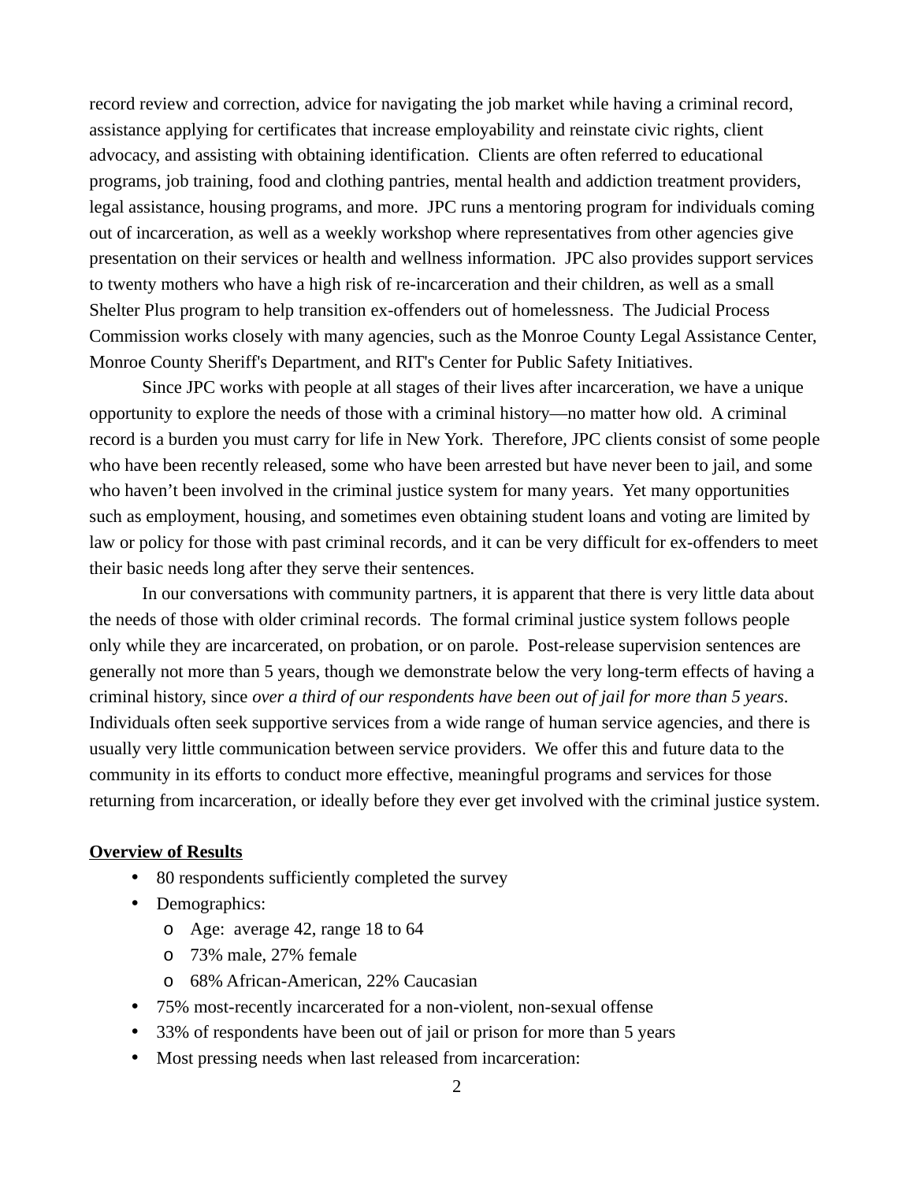record review and correction, advice for navigating the job market while having a criminal record, assistance applying for certificates that increase employability and reinstate civic rights, client advocacy, and assisting with obtaining identification. Clients are often referred to educational programs, job training, food and clothing pantries, mental health and addiction treatment providers, legal assistance, housing programs, and more. JPC runs a mentoring program for individuals coming out of incarceration, as well as a weekly workshop where representatives from other agencies give presentation on their services or health and wellness information. JPC also provides support services to twenty mothers who have a high risk of re-incarceration and their children, as well as a small Shelter Plus program to help transition ex-offenders out of homelessness. The Judicial Process Commission works closely with many agencies, such as the Monroe County Legal Assistance Center, Monroe County Sheriff's Department, and RIT's Center for Public Safety Initiatives.

Since JPC works with people at all stages of their lives after incarceration, we have a unique opportunity to explore the needs of those with a criminal history—no matter how old. A criminal record is a burden you must carry for life in New York. Therefore, JPC clients consist of some people who have been recently released, some who have been arrested but have never been to jail, and some who haven't been involved in the criminal justice system for many years. Yet many opportunities such as employment, housing, and sometimes even obtaining student loans and voting are limited by law or policy for those with past criminal records, and it can be very difficult for ex-offenders to meet their basic needs long after they serve their sentences.

In our conversations with community partners, it is apparent that there is very little data about the needs of those with older criminal records. The formal criminal justice system follows people only while they are incarcerated, on probation, or on parole. Post-release supervision sentences are generally not more than 5 years, though we demonstrate below the very long-term effects of having a criminal history, since *over a third of our respondents have been out of jail for more than 5 years*. Individuals often seek supportive services from a wide range of human service agencies, and there is usually very little communication between service providers. We offer this and future data to the community in its efforts to conduct more effective, meaningful programs and services for those returning from incarceration, or ideally before they ever get involved with the criminal justice system.

**Overview of Results**

- 80 respondents sufficiently completed the survey
- Demographics:
  - Age: average 42, range 18 to 64
  - 73% male, 27% female
  - 68% African-American, 22% Caucasian
- 75% most-recently incarcerated for a non-violent, non-sexual offense
- 33% of respondents have been out of jail or prison for more than 5 years
- Most pressing needs when last released from incarceration: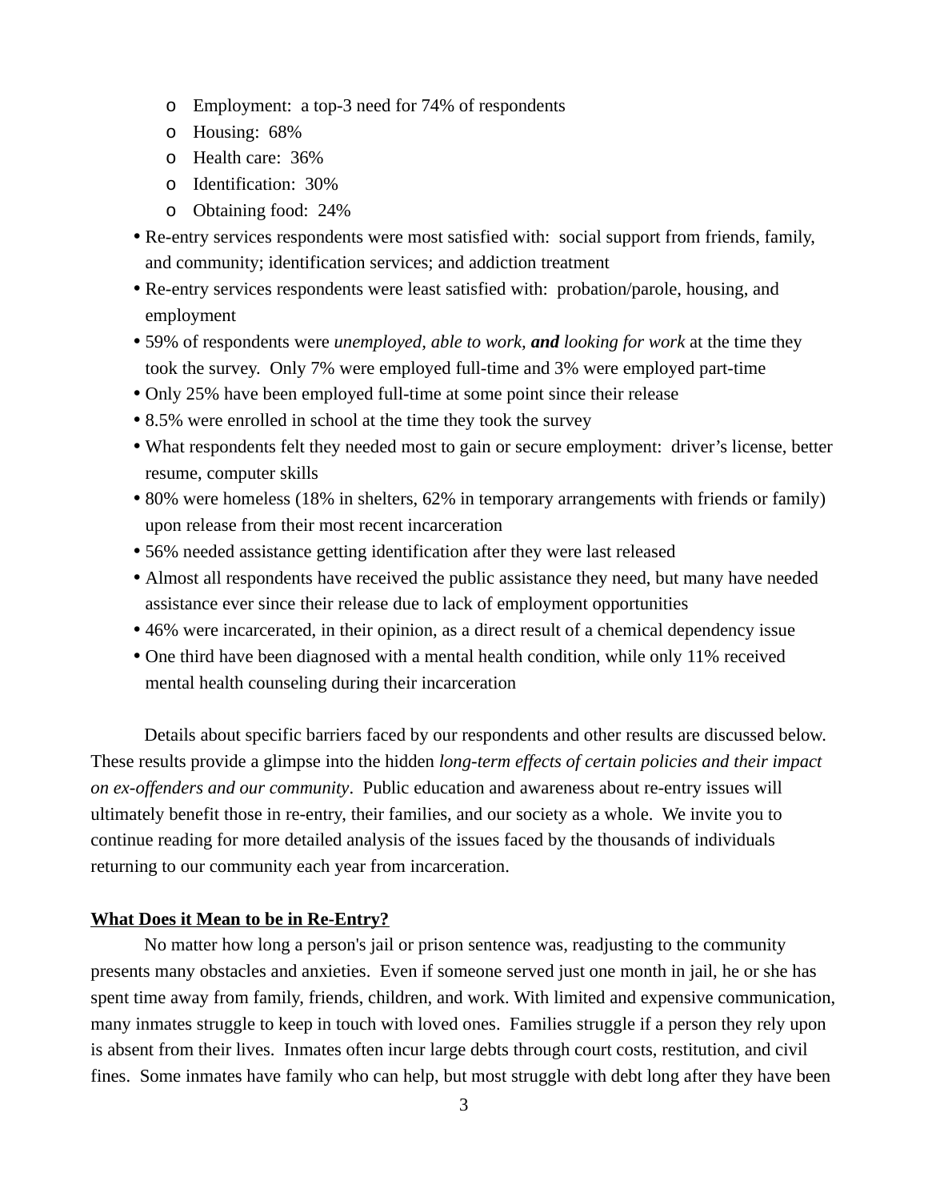- Employment: a top-3 need for 74% of respondents
  - Housing: 68%
  - Health care: 36%
  - Identification: 30%
  - Obtaining food: 24%
- Re-entry services respondents were most satisfied with: social support from friends, family, and community; identification services; and addiction treatment
- Re-entry services respondents were least satisfied with: probation/parole, housing, and employment
- 59% of respondents were *unemployed, able to work,* ***and*** *looking for work* at the time they took the survey. Only 7% were employed full-time and 3% were employed part-time
- Only 25% have been employed full-time at some point since their release
- 8.5% were enrolled in school at the time they took the survey
- What respondents felt they needed most to gain or secure employment: driver's license, better resume, computer skills
- 80% were homeless (18% in shelters, 62% in temporary arrangements with friends or family) upon release from their most recent incarceration
- 56% needed assistance getting identification after they were last released
- Almost all respondents have received the public assistance they need, but many have needed assistance ever since their release due to lack of employment opportunities
- 46% were incarcerated, in their opinion, as a direct result of a chemical dependency issue
- One third have been diagnosed with a mental health condition, while only 11% received mental health counseling during their incarceration

Details about specific barriers faced by our respondents and other results are discussed below. These results provide a glimpse into the hidden *long-term effects of certain policies and their impact on ex-offenders and our community*. Public education and awareness about re-entry issues will ultimately benefit those in re-entry, their families, and our society as a whole. We invite you to continue reading for more detailed analysis of the issues faced by the thousands of individuals returning to our community each year from incarceration.

**What Does it Mean to be in Re-Entry?**

No matter how long a person's jail or prison sentence was, readjusting to the community presents many obstacles and anxieties. Even if someone served just one month in jail, he or she has spent time away from family, friends, children, and work. With limited and expensive communication, many inmates struggle to keep in touch with loved ones. Families struggle if a person they rely upon is absent from their lives. Inmates often incur large debts through court costs, restitution, and civil fines. Some inmates have family who can help, but most struggle with debt long after they have been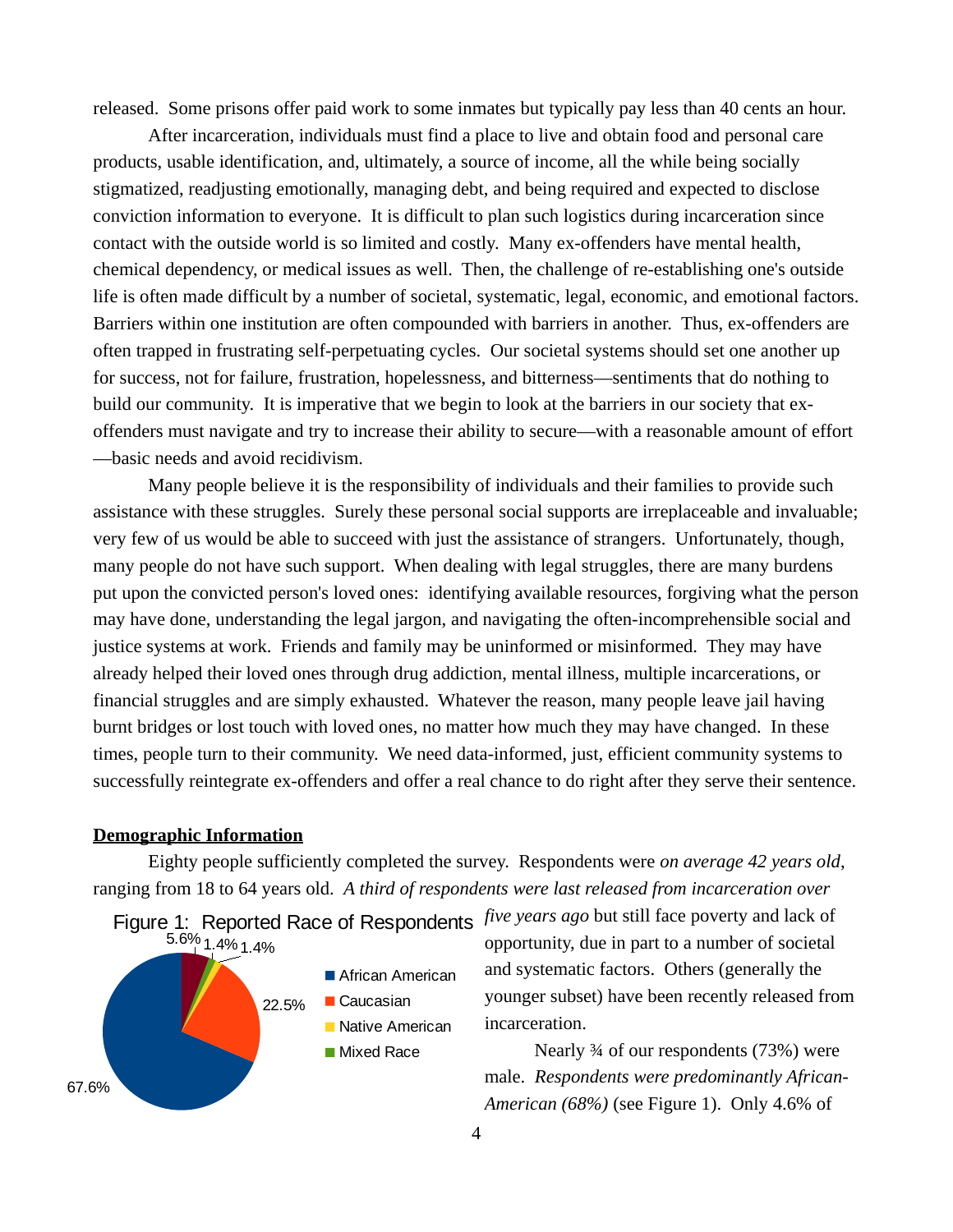released. Some prisons offer paid work to some inmates but typically pay less than 40 cents an hour.

After incarceration, individuals must find a place to live and obtain food and personal care products, usable identification, and, ultimately, a source of income, all the while being socially stigmatized, readjusting emotionally, managing debt, and being required and expected to disclose conviction information to everyone. It is difficult to plan such logistics during incarceration since contact with the outside world is so limited and costly. Many ex-offenders have mental health, chemical dependency, or medical issues as well. Then, the challenge of re-establishing one's outside life is often made difficult by a number of societal, systematic, legal, economic, and emotional factors. Barriers within one institution are often compounded with barriers in another. Thus, ex-offenders are often trapped in frustrating self-perpetuating cycles. Our societal systems should set one another up for success, not for failure, frustration, hopelessness, and bitterness—sentiments that do nothing to build our community. It is imperative that we begin to look at the barriers in our society that ex-offenders must navigate and try to increase their ability to secure—with a reasonable amount of effort—basic needs and avoid recidivism.

Many people believe it is the responsibility of individuals and their families to provide such assistance with these struggles. Surely these personal social supports are irreplaceable and invaluable; very few of us would be able to succeed with just the assistance of strangers. Unfortunately, though, many people do not have such support. When dealing with legal struggles, there are many burdens put upon the convicted person's loved ones: identifying available resources, forgiving what the person may have done, understanding the legal jargon, and navigating the often-incomprehensible social and justice systems at work. Friends and family may be uninformed or misinformed. They may have already helped their loved ones through drug addiction, mental illness, multiple incarcerations, or financial struggles and are simply exhausted. Whatever the reason, many people leave jail having burnt bridges or lost touch with loved ones, no matter how much they may have changed. In these times, people turn to their community. We need data-informed, just, efficient community systems to successfully reintegrate ex-offenders and offer a real chance to do right after they serve their sentence.

**Demographic Information**

Eighty people sufficiently completed the survey. Respondents were *on average 42 years old*, ranging from 18 to 64 years old. *A third of respondents were last released from incarceration over five years ago* but still face poverty and lack of opportunity, due in part to a number of societal and systematic factors. Others (generally the younger subset) have been recently released from incarceration.

Figure 1: Reported Race of Respondents

| Race | Percent |
|---|---|
| African American | 67.6% |
| Caucasian | 22.5% |
| Native American | 1.4% |
| Mixed Race | 1.4% |
| (unlabeled) | 5.6% |

Nearly ¾ of our respondents (73%) were male. *Respondents were predominantly African-American (68%)* (see Figure 1). Only 4.6% of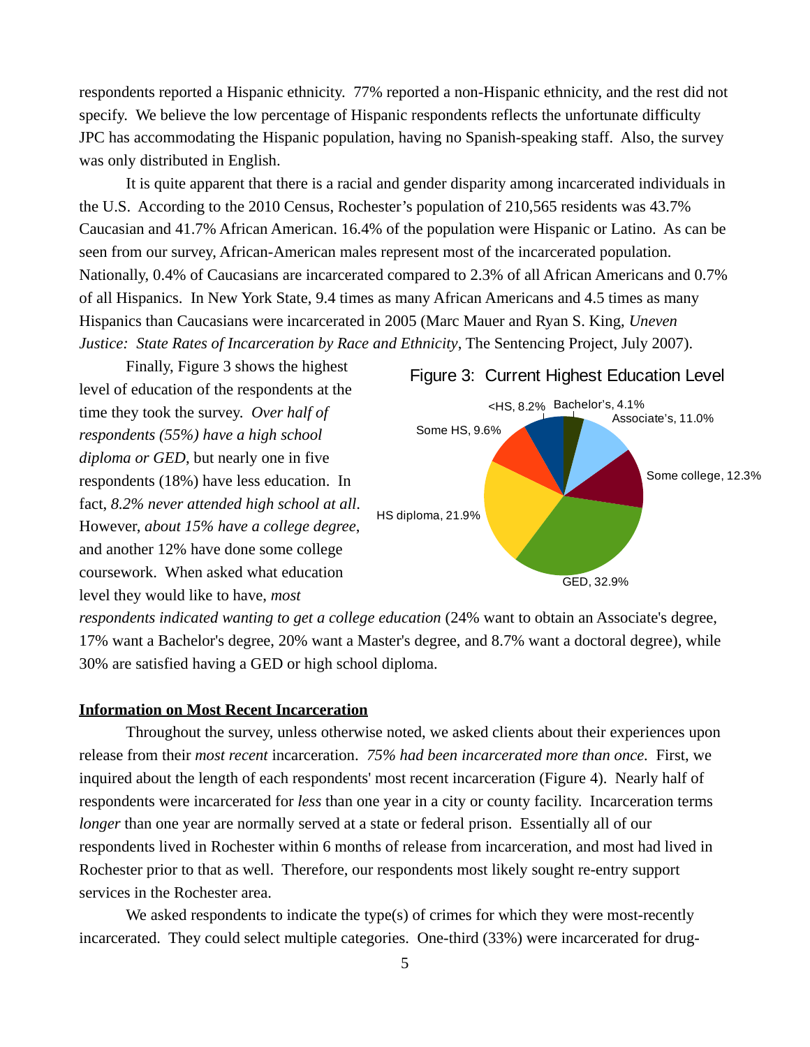respondents reported a Hispanic ethnicity. 77% reported a non-Hispanic ethnicity, and the rest did not specify. We believe the low percentage of Hispanic respondents reflects the unfortunate difficulty JPC has accommodating the Hispanic population, having no Spanish-speaking staff. Also, the survey was only distributed in English.

It is quite apparent that there is a racial and gender disparity among incarcerated individuals in the U.S. According to the 2010 Census, Rochester's population of 210,565 residents was 43.7% Caucasian and 41.7% African American. 16.4% of the population were Hispanic or Latino. As can be seen from our survey, African-American males represent most of the incarcerated population. Nationally, 0.4% of Caucasians are incarcerated compared to 2.3% of all African Americans and 0.7% of all Hispanics. In New York State, 9.4 times as many African Americans and 4.5 times as many Hispanics than Caucasians were incarcerated in 2005 (Marc Mauer and Ryan S. King, *Uneven Justice: State Rates of Incarceration by Race and Ethnicity*, The Sentencing Project, July 2007).

Finally, Figure 3 shows the highest level of education of the respondents at the time they took the survey. *Over half of respondents (55%) have a high school diploma or GED*, but nearly one in five respondents (18%) have less education. In fact, *8.2% never attended high school at all*. However, *about 15% have a college degree*, and another 12% have done some college coursework. When asked what education level they would like to have, *most respondents indicated wanting to get a college education* (24% want to obtain an Associate's degree, 17% want a Bachelor's degree, 20% want a Master's degree, and 8.7% want a doctoral degree), while 30% are satisfied having a GED or high school diploma.

Figure 3: Current Highest Education Level

| Education Level | Percent |
|---|---|
| <HS | 8.2% |
| Some HS | 9.6% |
| HS diploma | 21.9% |
| GED | 32.9% |
| Some college | 12.3% |
| Associate's | 11.0% |
| Bachelor's | 4.1% |

## Information on Most Recent Incarceration

Throughout the survey, unless otherwise noted, we asked clients about their experiences upon release from their *most recent* incarceration. *75% had been incarcerated more than once.* First, we inquired about the length of each respondents' most recent incarceration (Figure 4). Nearly half of respondents were incarcerated for *less* than one year in a city or county facility. Incarceration terms *longer* than one year are normally served at a state or federal prison. Essentially all of our respondents lived in Rochester within 6 months of release from incarceration, and most had lived in Rochester prior to that as well. Therefore, our respondents most likely sought re-entry support services in the Rochester area.

We asked respondents to indicate the type(s) of crimes for which they were most-recently incarcerated. They could select multiple categories. One-third (33%) were incarcerated for drug-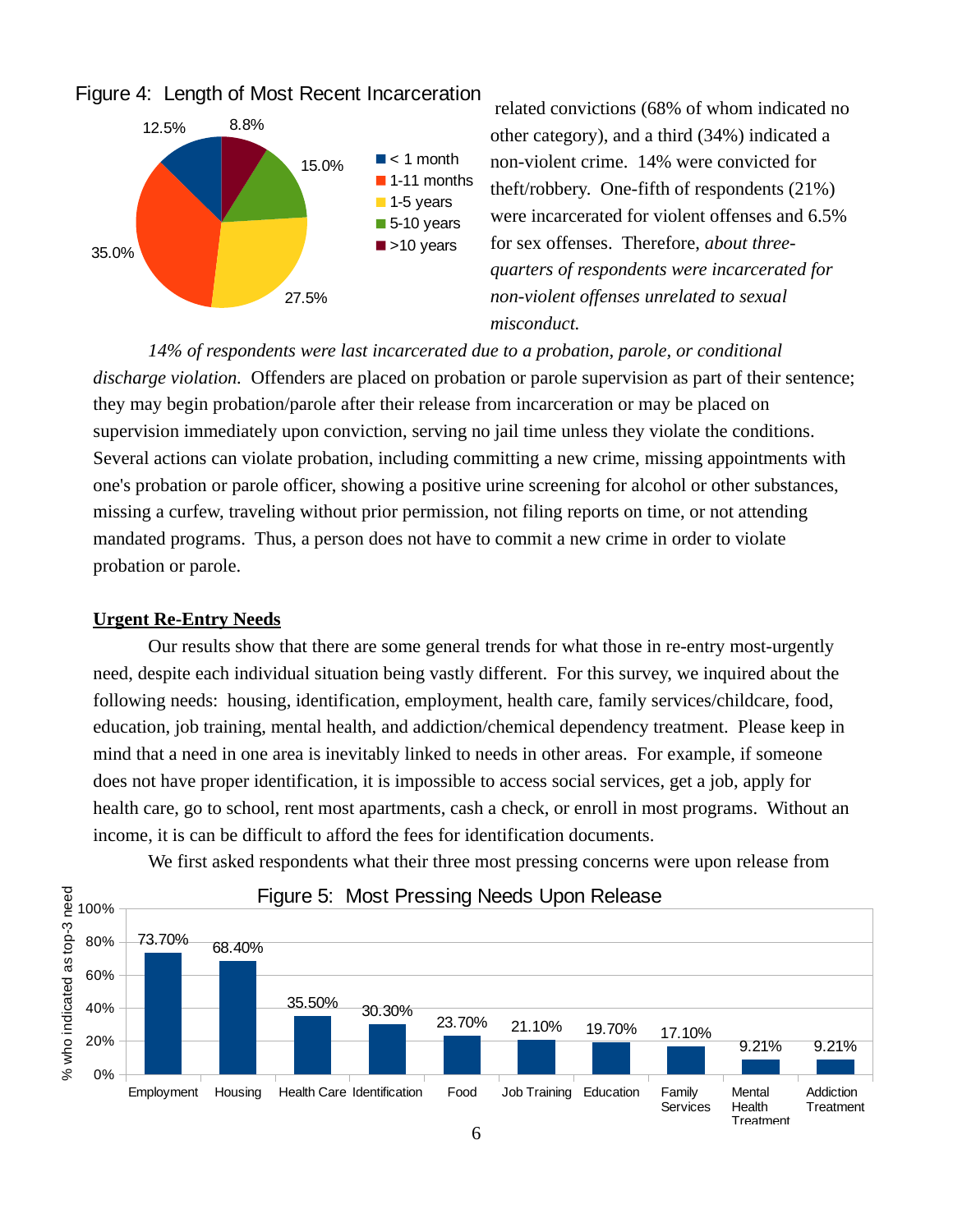Figure 4: Length of Most Recent Incarceration

| Length | Percent |
|---|---|
| < 1 month | 12.5% |
| 1-11 months | 35.0% |
| 1-5 years | 27.5% |
| 5-10 years | 15.0% |
| >10 years | 8.8% |

related convictions (68% of whom indicated no other category), and a third (34%) indicated a non-violent crime. 14% were convicted for theft/robbery. One-fifth of respondents (21%) were incarcerated for violent offenses and 6.5% for sex offenses. Therefore, *about three-quarters of respondents were incarcerated for non-violent offenses unrelated to sexual misconduct.*

*14% of respondents were last incarcerated due to a probation, parole, or conditional discharge violation.* Offenders are placed on probation or parole supervision as part of their sentence; they may begin probation/parole after their release from incarceration or may be placed on supervision immediately upon conviction, serving no jail time unless they violate the conditions. Several actions can violate probation, including committing a new crime, missing appointments with one's probation or parole officer, showing a positive urine screening for alcohol or other substances, missing a curfew, traveling without prior permission, not filing reports on time, or not attending mandated programs. Thus, a person does not have to commit a new crime in order to violate probation or parole.

**Urgent Re-Entry Needs**

Our results show that there are some general trends for what those in re-entry most-urgently need, despite each individual situation being vastly different. For this survey, we inquired about the following needs: housing, identification, employment, health care, family services/childcare, food, education, job training, mental health, and addiction/chemical dependency treatment. Please keep in mind that a need in one area is inevitably linked to needs in other areas. For example, if someone does not have proper identification, it is impossible to access social services, get a job, apply for health care, go to school, rent most apartments, cash a check, or enroll in most programs. Without an income, it is can be difficult to afford the fees for identification documents.

We first asked respondents what their three most pressing concerns were upon release from

Figure 5: Most Pressing Needs Upon Release

| Need | % who indicated as top-3 need |
|---|---|
| Employment | 73.70% |
| Housing | 68.40% |
| Health Care | 35.50% |
| Identification | 30.30% |
| Food | 23.70% |
| Job Training | 21.10% |
| Education | 19.70% |
| Family Services | 17.10% |
| Mental Health Treatment | 9.21% |
| Addiction Treatment | 9.21% |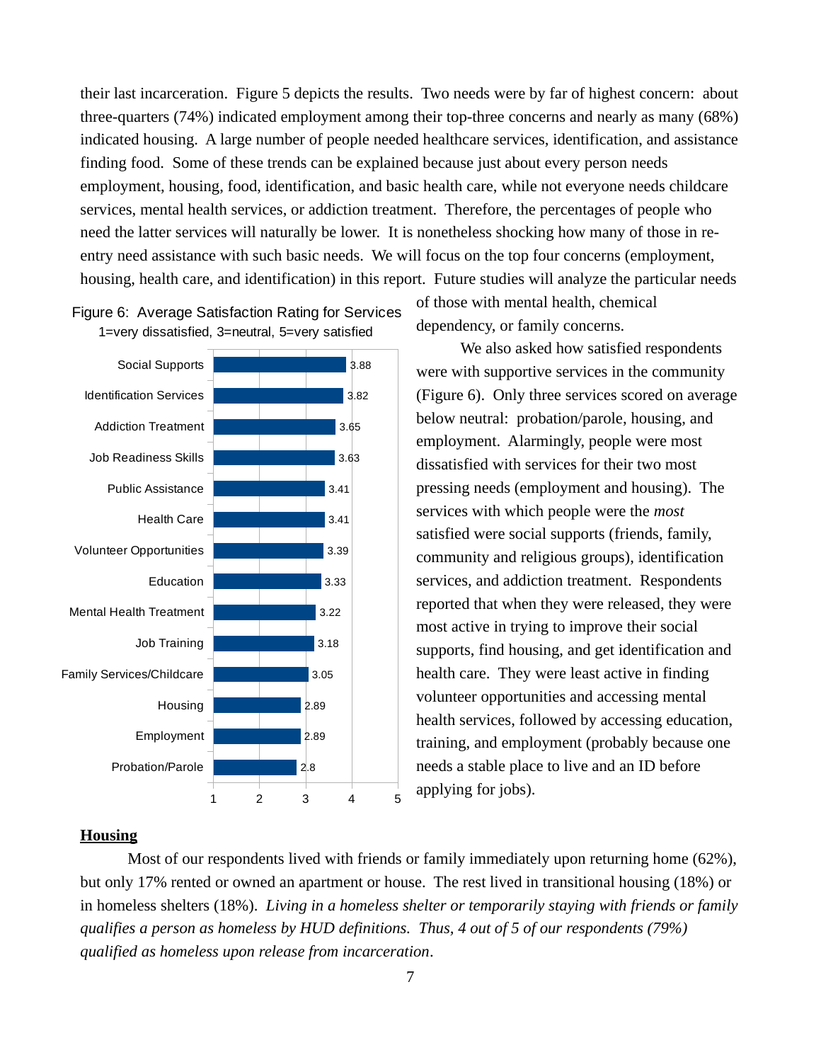their last incarceration. Figure 5 depicts the results. Two needs were by far of highest concern: about three-quarters (74%) indicated employment among their top-three concerns and nearly as many (68%) indicated housing. A large number of people needed healthcare services, identification, and assistance finding food. Some of these trends can be explained because just about every person needs employment, housing, food, identification, and basic health care, while not everyone needs childcare services, mental health services, or addiction treatment. Therefore, the percentages of people who need the latter services will naturally be lower. It is nonetheless shocking how many of those in re-entry need assistance with such basic needs. We will focus on the top four concerns (employment, housing, health care, and identification) in this report. Future studies will analyze the particular needs of those with mental health, chemical dependency, or family concerns.

Figure 6: Average Satisfaction Rating for Services
1=very dissatisfied, 3=neutral, 5=very satisfied

| Service | Average Rating |
|---|---|
| Social Supports | 3.88 |
| Identification Services | 3.82 |
| Addiction Treatment | 3.65 |
| Job Readiness Skills | 3.63 |
| Public Assistance | 3.41 |
| Health Care | 3.41 |
| Volunteer Opportunities | 3.39 |
| Education | 3.33 |
| Mental Health Treatment | 3.22 |
| Job Training | 3.18 |
| Family Services/Childcare | 3.05 |
| Housing | 2.89 |
| Employment | 2.89 |
| Probation/Parole | 2.8 |

We also asked how satisfied respondents were with supportive services in the community (Figure 6). Only three services scored on average below neutral: probation/parole, housing, and employment. Alarmingly, people were most dissatisfied with services for their two most pressing needs (employment and housing). The services with which people were the *most* satisfied were social supports (friends, family, community and religious groups), identification services, and addiction treatment. Respondents reported that when they were released, they were most active in trying to improve their social supports, find housing, and get identification and health care. They were least active in finding volunteer opportunities and accessing mental health services, followed by accessing education, training, and employment (probably because one needs a stable place to live and an ID before applying for jobs).

## Housing

Most of our respondents lived with friends or family immediately upon returning home (62%), but only 17% rented or owned an apartment or house. The rest lived in transitional housing (18%) or in homeless shelters (18%). *Living in a homeless shelter or temporarily staying with friends or family qualifies a person as homeless by HUD definitions. Thus, 4 out of 5 of our respondents (79%) qualified as homeless upon release from incarceration*.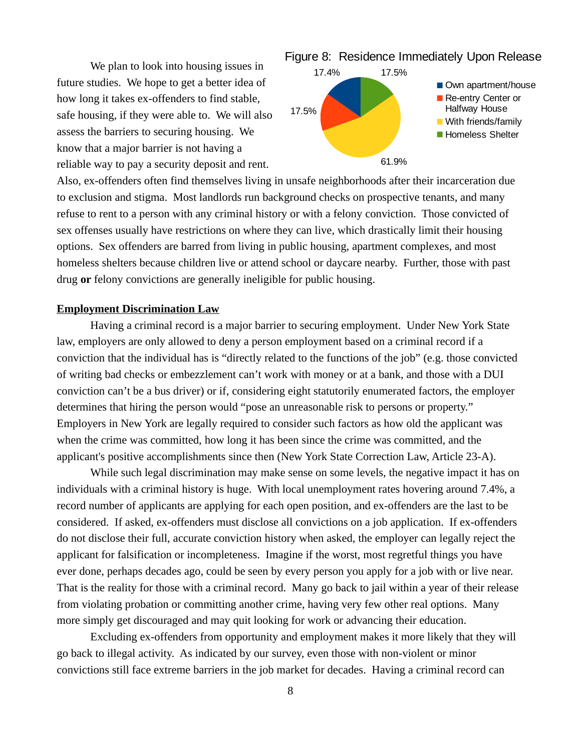We plan to look into housing issues in future studies. We hope to get a better idea of how long it takes ex-offenders to find stable, safe housing, if they were able to. We will also assess the barriers to securing housing. We know that a major barrier is not having a reliable way to pay a security deposit and rent. Also, ex-offenders often find themselves living in unsafe neighborhoods after their incarceration due to exclusion and stigma. Most landlords run background checks on prospective tenants, and many refuse to rent to a person with any criminal history or with a felony conviction. Those convicted of sex offenses usually have restrictions on where they can live, which drastically limit their housing options. Sex offenders are barred from living in public housing, apartment complexes, and most homeless shelters because children live or attend school or daycare nearby. Further, those with past drug **or** felony convictions are generally ineligible for public housing.

Figure 8: Residence Immediately Upon Release

| Residence | Percent |
|---|---|
| Own apartment/house | 17.4% |
| Re-entry Center or Halfway House | 17.5% |
| With friends/family | 61.9% |
| Homeless Shelter | 17.5% |

**Employment Discrimination Law**

Having a criminal record is a major barrier to securing employment. Under New York State law, employers are only allowed to deny a person employment based on a criminal record if a conviction that the individual has is "directly related to the functions of the job" (e.g. those convicted of writing bad checks or embezzlement can't work with money or at a bank, and those with a DUI conviction can't be a bus driver) or if, considering eight statutorily enumerated factors, the employer determines that hiring the person would "pose an unreasonable risk to persons or property." Employers in New York are legally required to consider such factors as how old the applicant was when the crime was committed, how long it has been since the crime was committed, and the applicant's positive accomplishments since then (New York State Correction Law, Article 23-A).

While such legal discrimination may make sense on some levels, the negative impact it has on individuals with a criminal history is huge. With local unemployment rates hovering around 7.4%, a record number of applicants are applying for each open position, and ex-offenders are the last to be considered. If asked, ex-offenders must disclose all convictions on a job application. If ex-offenders do not disclose their full, accurate conviction history when asked, the employer can legally reject the applicant for falsification or incompleteness. Imagine if the worst, most regretful things you have ever done, perhaps decades ago, could be seen by every person you apply for a job with or live near. That is the reality for those with a criminal record. Many go back to jail within a year of their release from violating probation or committing another crime, having very few other real options. Many more simply get discouraged and may quit looking for work or advancing their education.

Excluding ex-offenders from opportunity and employment makes it more likely that they will go back to illegal activity. As indicated by our survey, even those with non-violent or minor convictions still face extreme barriers in the job market for decades. Having a criminal record can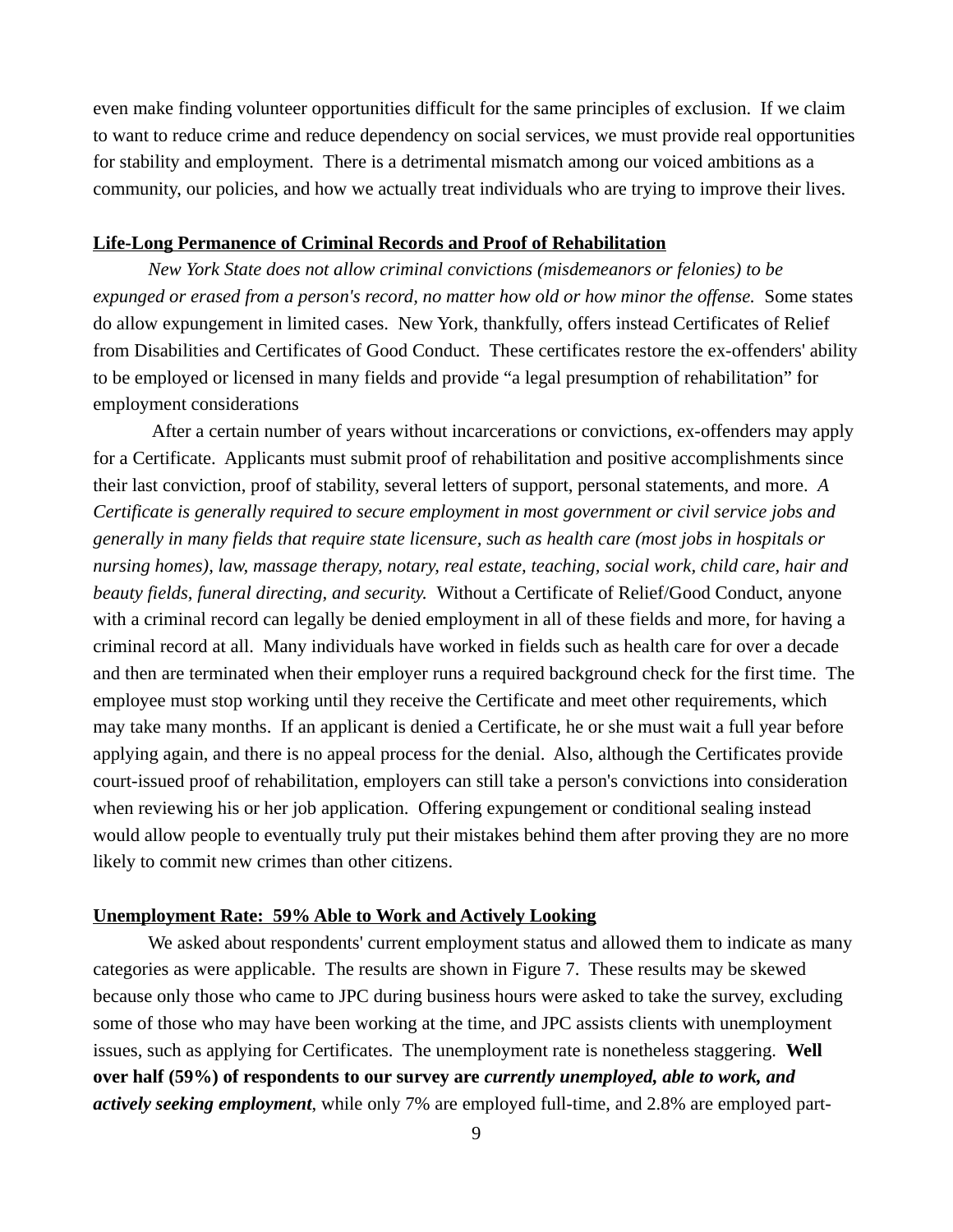even make finding volunteer opportunities difficult for the same principles of exclusion. If we claim to want to reduce crime and reduce dependency on social services, we must provide real opportunities for stability and employment. There is a detrimental mismatch among our voiced ambitions as a community, our policies, and how we actually treat individuals who are trying to improve their lives.

**Life-Long Permanence of Criminal Records and Proof of Rehabilitation**

*New York State does not allow criminal convictions (misdemeanors or felonies) to be expunged or erased from a person's record, no matter how old or how minor the offense.* Some states do allow expungement in limited cases. New York, thankfully, offers instead Certificates of Relief from Disabilities and Certificates of Good Conduct. These certificates restore the ex-offenders' ability to be employed or licensed in many fields and provide "a legal presumption of rehabilitation" for employment considerations

After a certain number of years without incarcerations or convictions, ex-offenders may apply for a Certificate. Applicants must submit proof of rehabilitation and positive accomplishments since their last conviction, proof of stability, several letters of support, personal statements, and more. *A Certificate is generally required to secure employment in most government or civil service jobs and generally in many fields that require state licensure, such as health care (most jobs in hospitals or nursing homes), law, massage therapy, notary, real estate, teaching, social work, child care, hair and beauty fields, funeral directing, and security.* Without a Certificate of Relief/Good Conduct, anyone with a criminal record can legally be denied employment in all of these fields and more, for having a criminal record at all. Many individuals have worked in fields such as health care for over a decade and then are terminated when their employer runs a required background check for the first time. The employee must stop working until they receive the Certificate and meet other requirements, which may take many months. If an applicant is denied a Certificate, he or she must wait a full year before applying again, and there is no appeal process for the denial. Also, although the Certificates provide court-issued proof of rehabilitation, employers can still take a person's convictions into consideration when reviewing his or her job application. Offering expungement or conditional sealing instead would allow people to eventually truly put their mistakes behind them after proving they are no more likely to commit new crimes than other citizens.

**Unemployment Rate: 59% Able to Work and Actively Looking**

We asked about respondents' current employment status and allowed them to indicate as many categories as were applicable. The results are shown in Figure 7. These results may be skewed because only those who came to JPC during business hours were asked to take the survey, excluding some of those who may have been working at the time, and JPC assists clients with unemployment issues, such as applying for Certificates. The unemployment rate is nonetheless staggering. **Well over half (59%) of respondents to our survey are *currently unemployed, able to work, and actively seeking employment***, while only 7% are employed full-time, and 2.8% are employed part-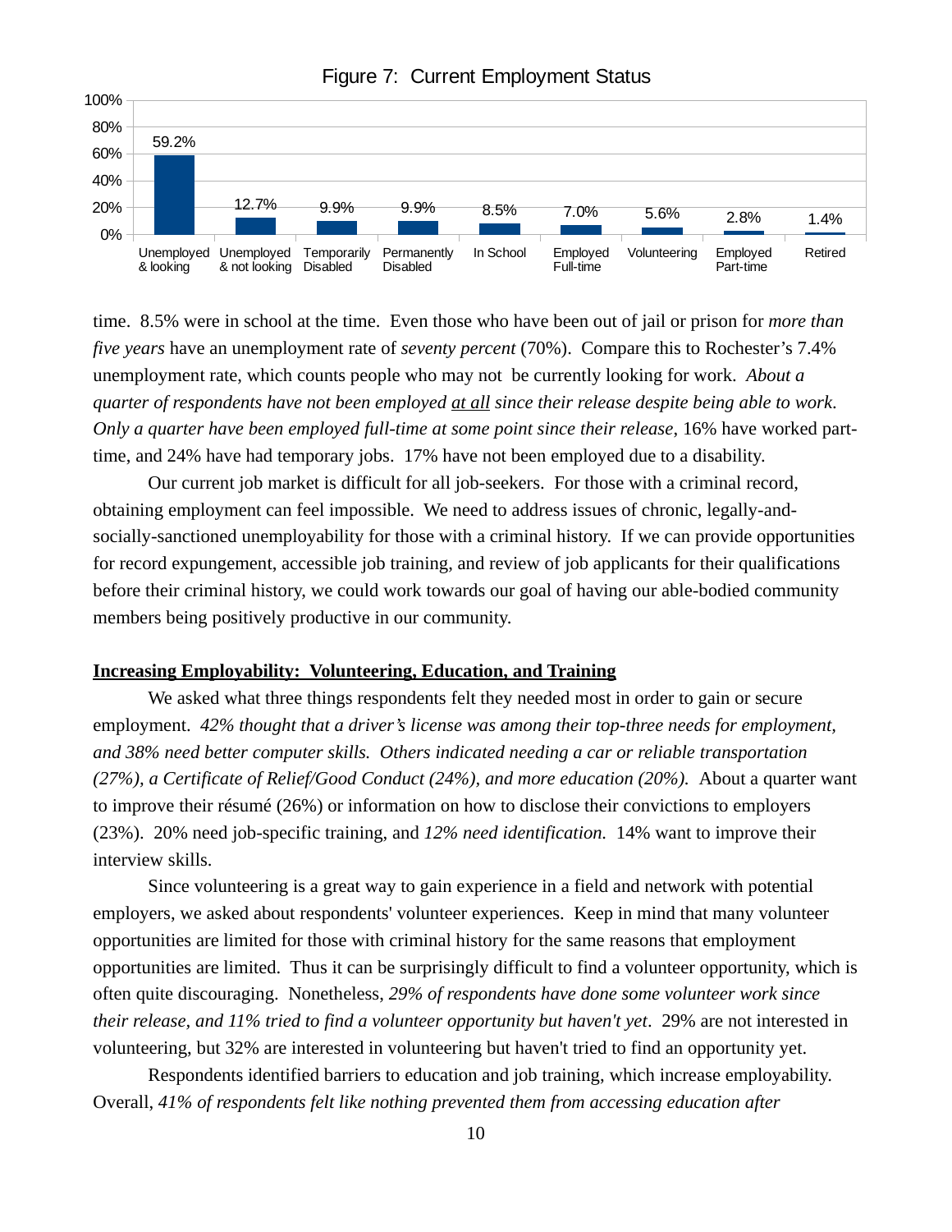Figure 7: Current Employment Status

| Status | Percentage |
|---|---|
| Unemployed & looking | 59.2% |
| Unemployed & not looking | 12.7% |
| Temporarily Disabled | 9.9% |
| Permanently Disabled | 9.9% |
| In School | 8.5% |
| Employed Full-time | 7.0% |
| Volunteering | 5.6% |
| Employed Part-time | 2.8% |
| Retired | 1.4% |

time. 8.5% were in school at the time. Even those who have been out of jail or prison for *more than five years* have an unemployment rate of *seventy percent* (70%). Compare this to Rochester's 7.4% unemployment rate, which counts people who may not be currently looking for work. *About a quarter of respondents have not been employed <u>at all</u> since their release despite being able to work. Only a quarter have been employed full-time at some point since their release*, 16% have worked part-time, and 24% have had temporary jobs. 17% have not been employed due to a disability.

Our current job market is difficult for all job-seekers. For those with a criminal record, obtaining employment can feel impossible. We need to address issues of chronic, legally-and-socially-sanctioned unemployability for those with a criminal history. If we can provide opportunities for record expungement, accessible job training, and review of job applicants for their qualifications before their criminal history, we could work towards our goal of having our able-bodied community members being positively productive in our community.

## <u>Increasing Employability: Volunteering, Education, and Training</u>

We asked what three things respondents felt they needed most in order to gain or secure employment. *42% thought that a driver's license was among their top-three needs for employment, and 38% need better computer skills. Others indicated needing a car or reliable transportation (27%), a Certificate of Relief/Good Conduct (24%), and more education (20%).* About a quarter want to improve their résumé (26%) or information on how to disclose their convictions to employers (23%). 20% need job-specific training, and *12% need identification.* 14% want to improve their interview skills.

Since volunteering is a great way to gain experience in a field and network with potential employers, we asked about respondents' volunteer experiences. Keep in mind that many volunteer opportunities are limited for those with criminal history for the same reasons that employment opportunities are limited. Thus it can be surprisingly difficult to find a volunteer opportunity, which is often quite discouraging. Nonetheless, *29% of respondents have done some volunteer work since their release, and 11% tried to find a volunteer opportunity but haven't yet*. 29% are not interested in volunteering, but 32% are interested in volunteering but haven't tried to find an opportunity yet.

Respondents identified barriers to education and job training, which increase employability. Overall, *41% of respondents felt like nothing prevented them from accessing education after*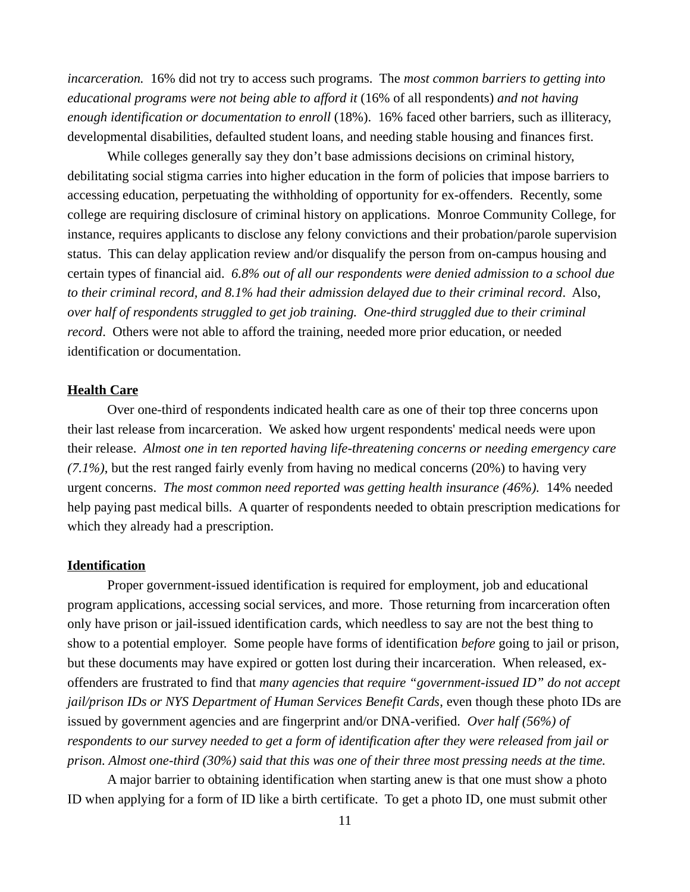*incarceration.* 16% did not try to access such programs. The *most common barriers to getting into educational programs were not being able to afford it* (16% of all respondents) *and not having enough identification or documentation to enroll* (18%). 16% faced other barriers, such as illiteracy, developmental disabilities, defaulted student loans, and needing stable housing and finances first.

While colleges generally say they don't base admissions decisions on criminal history, debilitating social stigma carries into higher education in the form of policies that impose barriers to accessing education, perpetuating the withholding of opportunity for ex-offenders. Recently, some college are requiring disclosure of criminal history on applications. Monroe Community College, for instance, requires applicants to disclose any felony convictions and their probation/parole supervision status. This can delay application review and/or disqualify the person from on-campus housing and certain types of financial aid. *6.8% out of all our respondents were denied admission to a school due to their criminal record, and 8.1% had their admission delayed due to their criminal record*. Also, *over half of respondents struggled to get job training. One-third struggled due to their criminal record*. Others were not able to afford the training, needed more prior education, or needed identification or documentation.

**<u>Health Care</u>**

Over one-third of respondents indicated health care as one of their top three concerns upon their last release from incarceration. We asked how urgent respondents' medical needs were upon their release. *Almost one in ten reported having life-threatening concerns or needing emergency care (7.1%)*, but the rest ranged fairly evenly from having no medical concerns (20%) to having very urgent concerns. *The most common need reported was getting health insurance (46%).* 14% needed help paying past medical bills. A quarter of respondents needed to obtain prescription medications for which they already had a prescription.

**<u>Identification</u>**

Proper government-issued identification is required for employment, job and educational program applications, accessing social services, and more. Those returning from incarceration often only have prison or jail-issued identification cards, which needless to say are not the best thing to show to a potential employer. Some people have forms of identification *before* going to jail or prison, but these documents may have expired or gotten lost during their incarceration. When released, ex-offenders are frustrated to find that *many agencies that require "government-issued ID" do not accept jail/prison IDs or NYS Department of Human Services Benefit Cards*, even though these photo IDs are issued by government agencies and are fingerprint and/or DNA-verified. *Over half (56%) of respondents to our survey needed to get a form of identification after they were released from jail or prison. Almost one-third (30%) said that this was one of their three most pressing needs at the time.*

A major barrier to obtaining identification when starting anew is that one must show a photo ID when applying for a form of ID like a birth certificate. To get a photo ID, one must submit other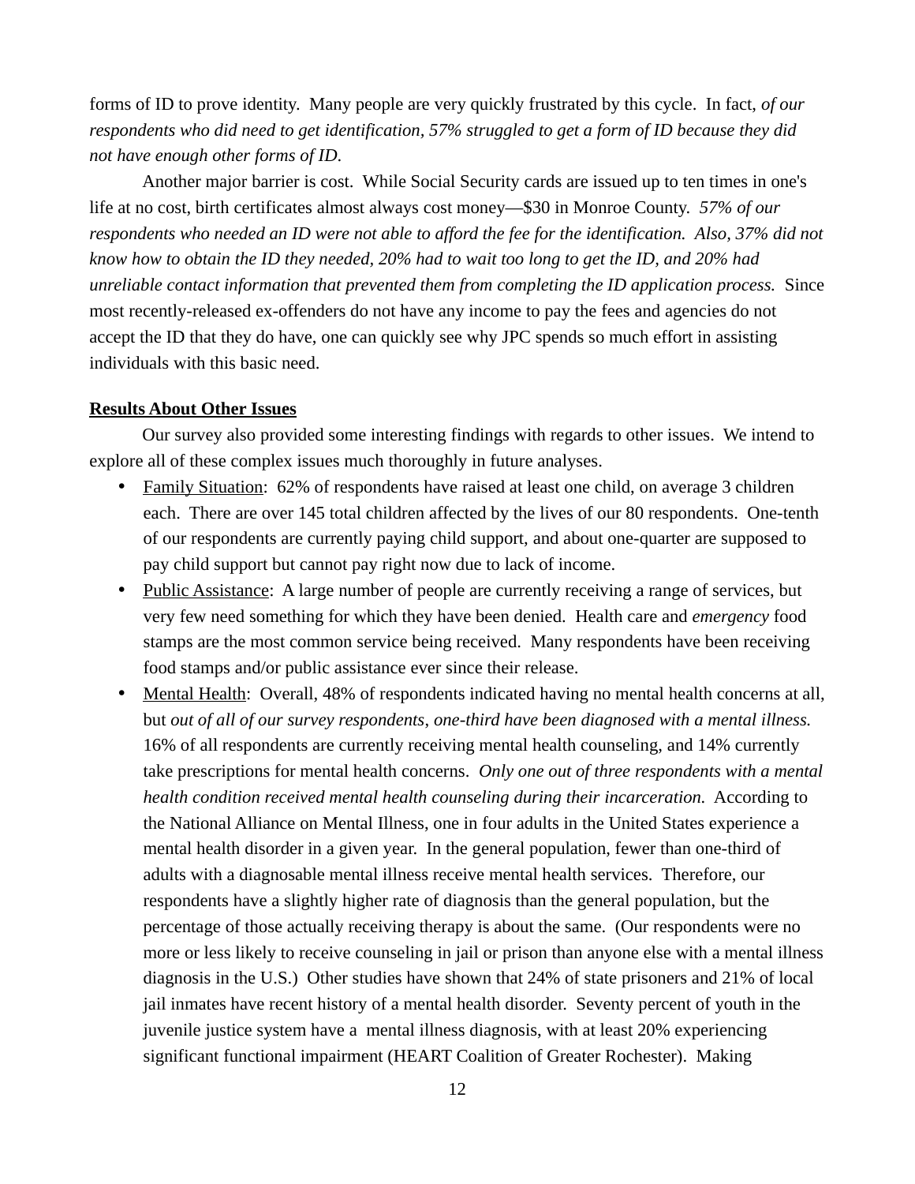forms of ID to prove identity. Many people are very quickly frustrated by this cycle. In fact, *of our respondents who did need to get identification, 57% struggled to get a form of ID because they did not have enough other forms of ID*.

Another major barrier is cost. While Social Security cards are issued up to ten times in one's life at no cost, birth certificates almost always cost money—$30 in Monroe County. *57% of our respondents who needed an ID were not able to afford the fee for the identification. Also, 37% did not know how to obtain the ID they needed, 20% had to wait too long to get the ID, and 20% had unreliable contact information that prevented them from completing the ID application process.* Since most recently-released ex-offenders do not have any income to pay the fees and agencies do not accept the ID that they do have, one can quickly see why JPC spends so much effort in assisting individuals with this basic need.

**Results About Other Issues**

Our survey also provided some interesting findings with regards to other issues. We intend to explore all of these complex issues much thoroughly in future analyses.

- Family Situation: 62% of respondents have raised at least one child, on average 3 children each. There are over 145 total children affected by the lives of our 80 respondents. One-tenth of our respondents are currently paying child support, and about one-quarter are supposed to pay child support but cannot pay right now due to lack of income.
- Public Assistance: A large number of people are currently receiving a range of services, but very few need something for which they have been denied. Health care and *emergency* food stamps are the most common service being received. Many respondents have been receiving food stamps and/or public assistance ever since their release.
- Mental Health: Overall, 48% of respondents indicated having no mental health concerns at all, but *out of all of our survey respondents*, *one-third have been diagnosed with a mental illness.* 16% of all respondents are currently receiving mental health counseling, and 14% currently take prescriptions for mental health concerns. *Only one out of three respondents with a mental health condition received mental health counseling during their incarceration.* According to the National Alliance on Mental Illness, one in four adults in the United States experience a mental health disorder in a given year. In the general population, fewer than one-third of adults with a diagnosable mental illness receive mental health services. Therefore, our respondents have a slightly higher rate of diagnosis than the general population, but the percentage of those actually receiving therapy is about the same. (Our respondents were no more or less likely to receive counseling in jail or prison than anyone else with a mental illness diagnosis in the U.S.) Other studies have shown that 24% of state prisoners and 21% of local jail inmates have recent history of a mental health disorder. Seventy percent of youth in the juvenile justice system have a mental illness diagnosis, with at least 20% experiencing significant functional impairment (HEART Coalition of Greater Rochester). Making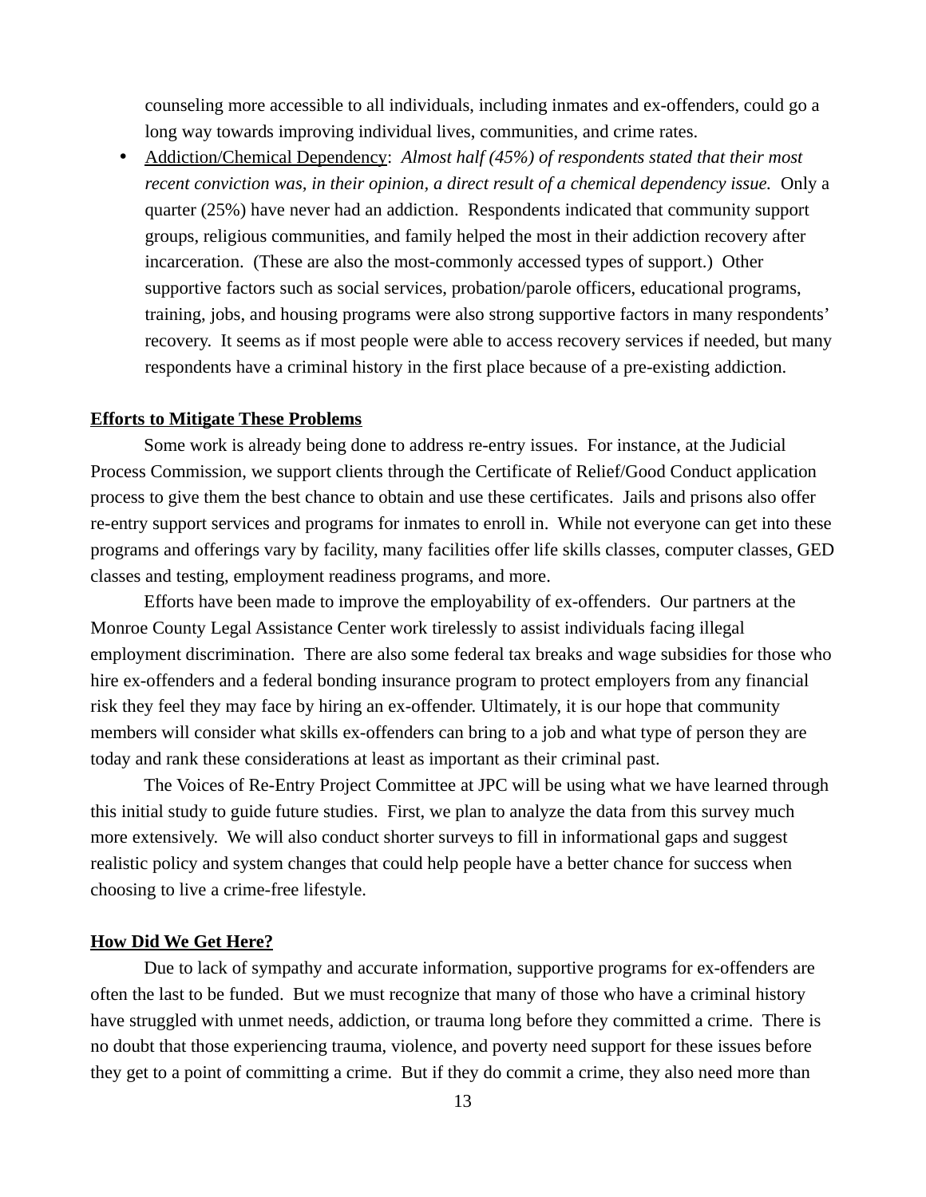counseling more accessible to all individuals, including inmates and ex-offenders, could go a long way towards improving individual lives, communities, and crime rates.

- Addiction/Chemical Dependency: *Almost half (45%) of respondents stated that their most recent conviction was, in their opinion, a direct result of a chemical dependency issue.* Only a quarter (25%) have never had an addiction. Respondents indicated that community support groups, religious communities, and family helped the most in their addiction recovery after incarceration. (These are also the most-commonly accessed types of support.) Other supportive factors such as social services, probation/parole officers, educational programs, training, jobs, and housing programs were also strong supportive factors in many respondents' recovery. It seems as if most people were able to access recovery services if needed, but many respondents have a criminal history in the first place because of a pre-existing addiction.

**Efforts to Mitigate These Problems**

Some work is already being done to address re-entry issues. For instance, at the Judicial Process Commission, we support clients through the Certificate of Relief/Good Conduct application process to give them the best chance to obtain and use these certificates. Jails and prisons also offer re-entry support services and programs for inmates to enroll in. While not everyone can get into these programs and offerings vary by facility, many facilities offer life skills classes, computer classes, GED classes and testing, employment readiness programs, and more.

Efforts have been made to improve the employability of ex-offenders. Our partners at the Monroe County Legal Assistance Center work tirelessly to assist individuals facing illegal employment discrimination. There are also some federal tax breaks and wage subsidies for those who hire ex-offenders and a federal bonding insurance program to protect employers from any financial risk they feel they may face by hiring an ex-offender. Ultimately, it is our hope that community members will consider what skills ex-offenders can bring to a job and what type of person they are today and rank these considerations at least as important as their criminal past.

The Voices of Re-Entry Project Committee at JPC will be using what we have learned through this initial study to guide future studies. First, we plan to analyze the data from this survey much more extensively. We will also conduct shorter surveys to fill in informational gaps and suggest realistic policy and system changes that could help people have a better chance for success when choosing to live a crime-free lifestyle.

**How Did We Get Here?**

Due to lack of sympathy and accurate information, supportive programs for ex-offenders are often the last to be funded. But we must recognize that many of those who have a criminal history have struggled with unmet needs, addiction, or trauma long before they committed a crime. There is no doubt that those experiencing trauma, violence, and poverty need support for these issues before they get to a point of committing a crime. But if they do commit a crime, they also need more than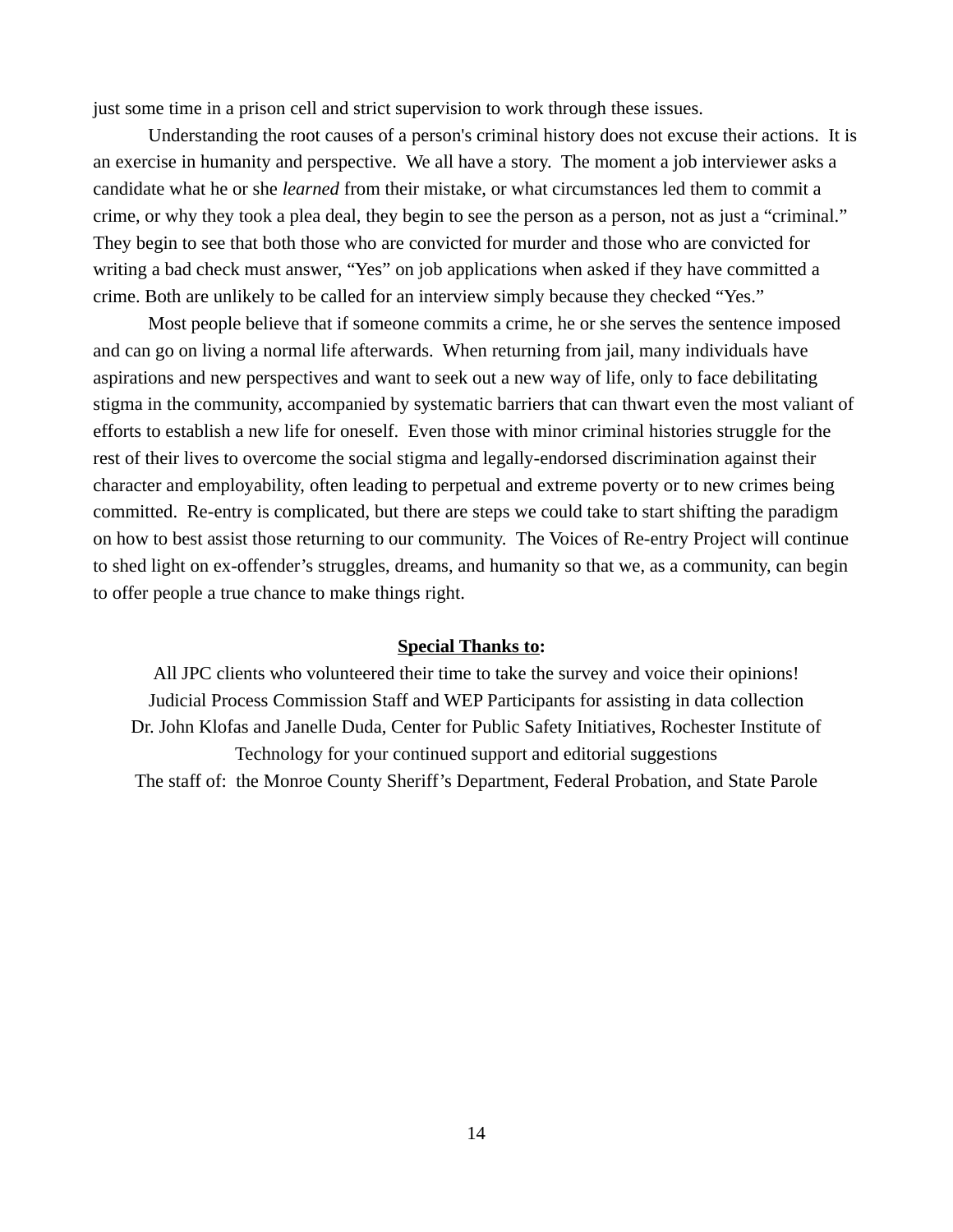just some time in a prison cell and strict supervision to work through these issues.

Understanding the root causes of a person's criminal history does not excuse their actions. It is an exercise in humanity and perspective. We all have a story. The moment a job interviewer asks a candidate what he or she *learned* from their mistake, or what circumstances led them to commit a crime, or why they took a plea deal, they begin to see the person as a person, not as just a "criminal." They begin to see that both those who are convicted for murder and those who are convicted for writing a bad check must answer, "Yes" on job applications when asked if they have committed a crime. Both are unlikely to be called for an interview simply because they checked "Yes."

Most people believe that if someone commits a crime, he or she serves the sentence imposed and can go on living a normal life afterwards. When returning from jail, many individuals have aspirations and new perspectives and want to seek out a new way of life, only to face debilitating stigma in the community, accompanied by systematic barriers that can thwart even the most valiant of efforts to establish a new life for oneself. Even those with minor criminal histories struggle for the rest of their lives to overcome the social stigma and legally-endorsed discrimination against their character and employability, often leading to perpetual and extreme poverty or to new crimes being committed. Re-entry is complicated, but there are steps we could take to start shifting the paradigm on how to best assist those returning to our community. The Voices of Re-entry Project will continue to shed light on ex-offender's struggles, dreams, and humanity so that we, as a community, can begin to offer people a true chance to make things right.

**Special Thanks to:**

All JPC clients who volunteered their time to take the survey and voice their opinions!

Judicial Process Commission Staff and WEP Participants for assisting in data collection

Dr. John Klofas and Janelle Duda, Center for Public Safety Initiatives, Rochester Institute of Technology for your continued support and editorial suggestions

The staff of: the Monroe County Sheriff's Department, Federal Probation, and State Parole